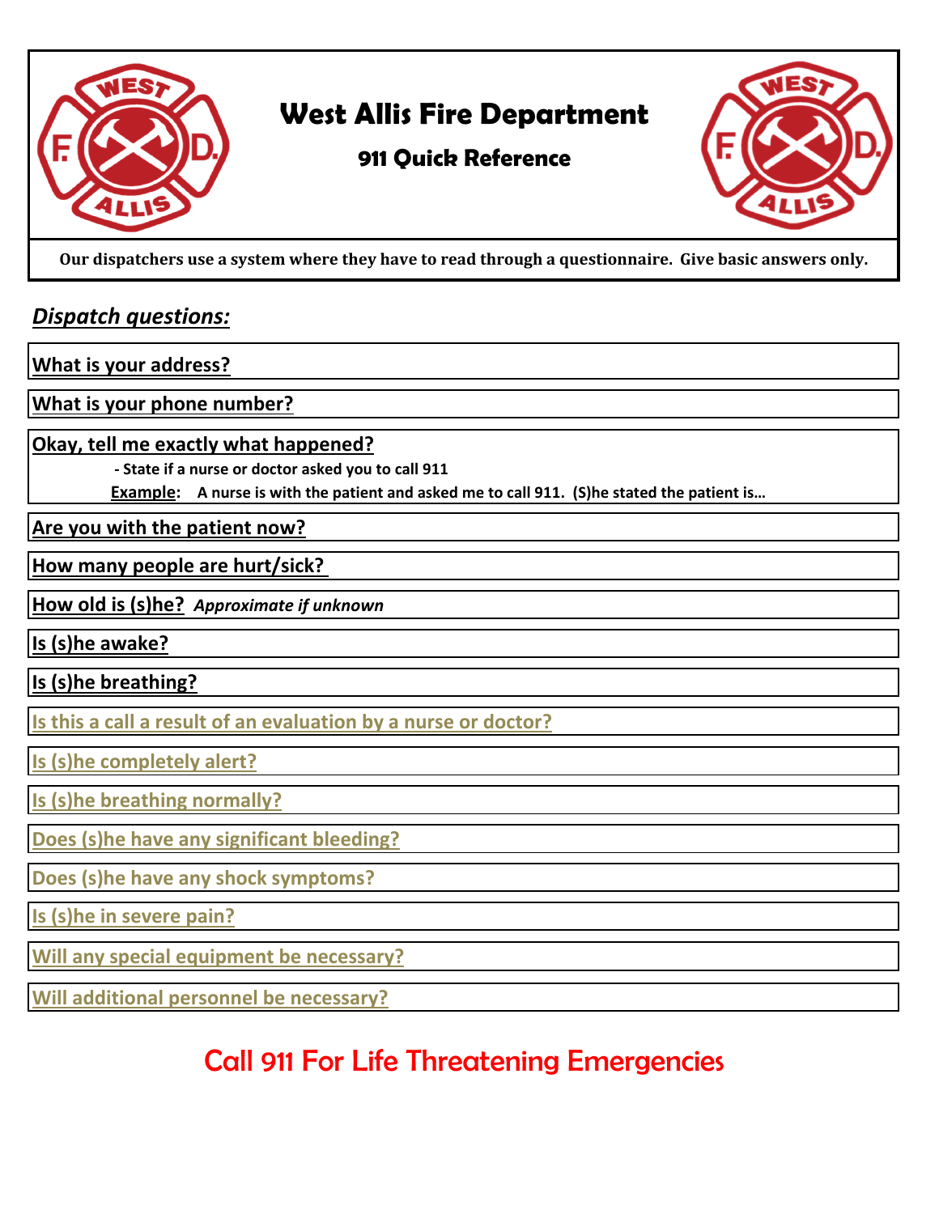# West Allis Fire Department

## 911 Quick Reference

**Our dispatchers use a system where they have to read through a questionnaire. Give basic answers only.**

### *Dispatch questions:*

**What is your address?**

**What is your phone number?**

**Okay, tell me exactly what happened?**

- **State if a nurse or doctor asked you to call 911**

**Example**: **A nurse is with the patient and asked me to call 911. (S)he stated the patient is…**

**Are you with the patient now?**

**How many people are hurt/sick?**

**How old is (s)he?** ***Approximate if unknown***

**Is (s)he awake?**

**Is (s)he breathing?**

**Is this a call a result of an evaluation by a nurse or doctor?**

**Is (s)he completely alert?**

**Is (s)he breathing normally?**

**Does (s)he have any significant bleeding?**

**Does (s)he have any shock symptoms?**

**Is (s)he in severe pain?**

**Will any special equipment be necessary?**

**Will additional personnel be necessary?**

## Call 911 For Life Threatening Emergencies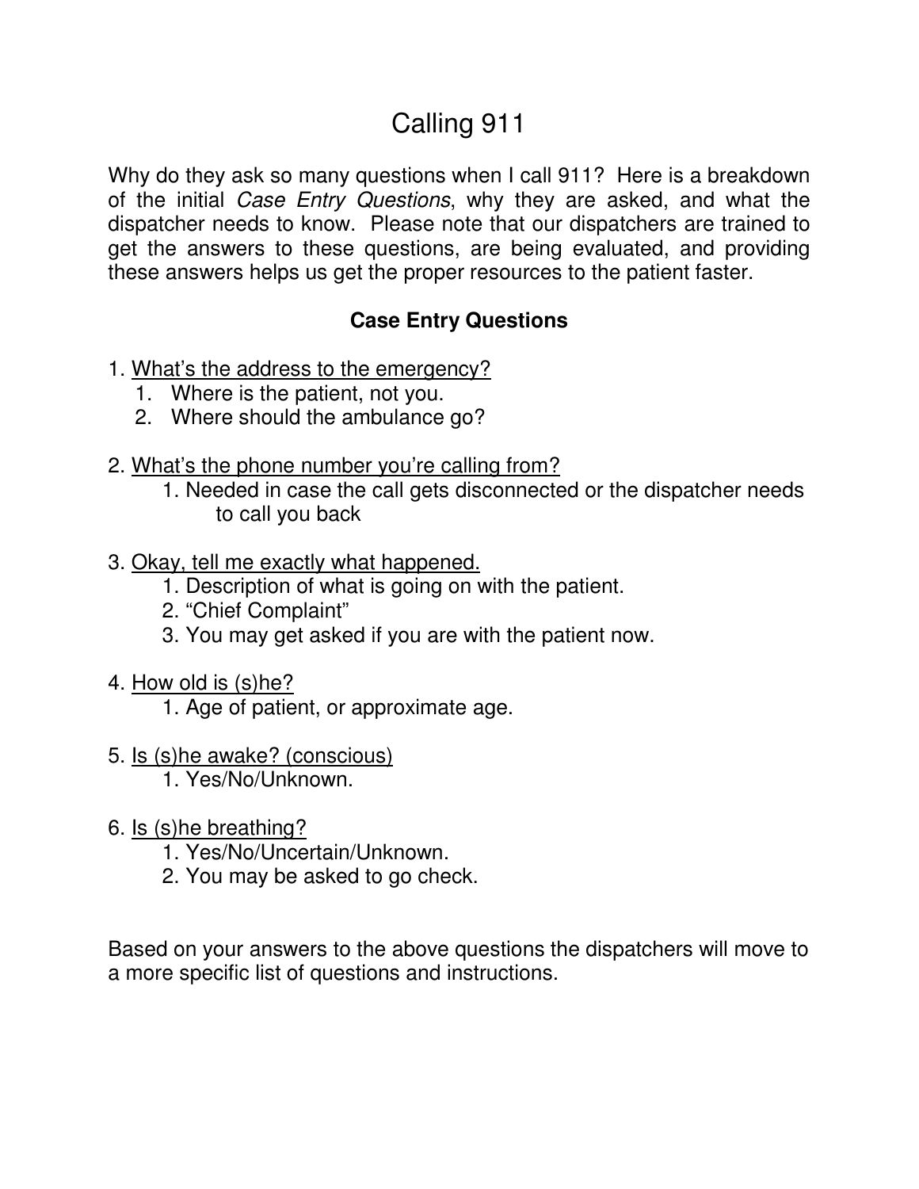# Calling 911

Why do they ask so many questions when I call 911? Here is a breakdown of the initial *Case Entry Questions*, why they are asked, and what the dispatcher needs to know. Please note that our dispatchers are trained to get the answers to these questions, are being evaluated, and providing these answers helps us get the proper resources to the patient faster.

**Case Entry Questions**

1. <u>What's the address to the emergency?</u>
    1. Where is the patient, not you.
    2. Where should the ambulance go?

2. <u>What's the phone number you're calling from?</u>
    1. Needed in case the call gets disconnected or the dispatcher needs to call you back

3. <u>Okay, tell me exactly what happened.</u>
    1. Description of what is going on with the patient.
    2. "Chief Complaint"
    3. You may get asked if you are with the patient now.

4. <u>How old is (s)he?</u>
    1. Age of patient, or approximate age.

5. <u>Is (s)he awake? (conscious)</u>
    1. Yes/No/Unknown.

6. <u>Is (s)he breathing?</u>
    1. Yes/No/Uncertain/Unknown.
    2. You may be asked to go check.

Based on your answers to the above questions the dispatchers will move to a more specific list of questions and instructions.